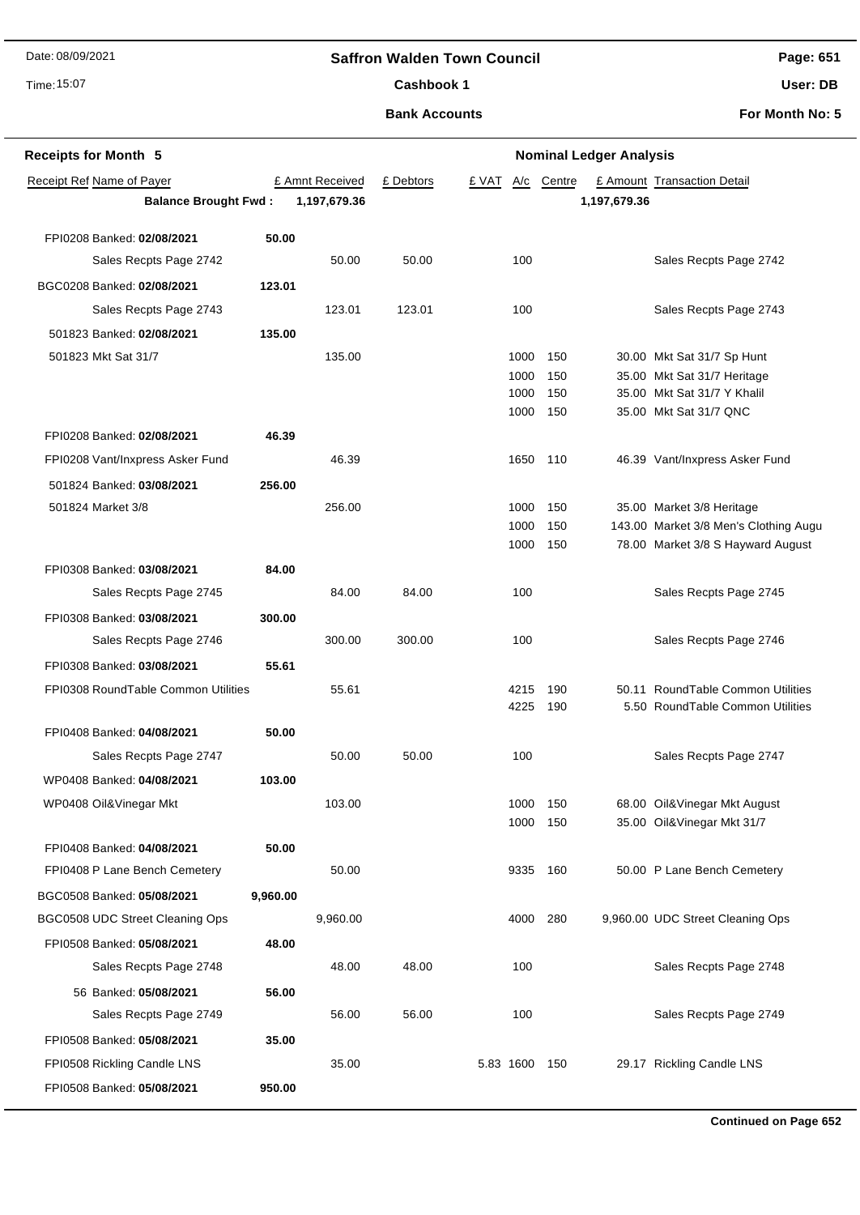Date: 08/09/2021

Time: 15:07

# Saffron Walden Town Council

## Cashbook 1

### Bank Accounts

User: DB

For Month No: 5

**Receipts for Month 5** — **Nominal Ledger Analysis**

| Receipt Ref Name of Payer | | £ Amnt Received | £ Debtors | £ VAT | A/c | Centre | £ Amount | Transaction Detail |
|---|---|---|---|---|---|---|---|---|
| **Balance Brought Fwd :** | | **1,197,679.36** | | | | | **1,197,679.36** | |
| FPI0208 Banked: **02/08/2021** | **50.00** | | | | | | | |
| Sales Recpts Page 2742 | | 50.00 | 50.00 | | 100 | | | Sales Recpts Page 2742 |
| BGC0208 Banked: **02/08/2021** | **123.01** | | | | | | | |
| Sales Recpts Page 2743 | | 123.01 | 123.01 | | 100 | | | Sales Recpts Page 2743 |
| 501823 Banked: **02/08/2021** | **135.00** | | | | | | | |
| 501823 Mkt Sat 31/7 | | 135.00 | | | 1000 | 150 | 30.00 | Mkt Sat 31/7 Sp Hunt |
| | | | | | 1000 | 150 | 35.00 | Mkt Sat 31/7 Heritage |
| | | | | | 1000 | 150 | 35.00 | Mkt Sat 31/7 Y Khalil |
| | | | | | 1000 | 150 | 35.00 | Mkt Sat 31/7 QNC |
| FPI0208 Banked: **02/08/2021** | **46.39** | | | | | | | |
| FPI0208 Vant/Inxpress Asker Fund | | 46.39 | | | 1650 | 110 | 46.39 | Vant/Inxpress Asker Fund |
| 501824 Banked: **03/08/2021** | **256.00** | | | | | | | |
| 501824 Market 3/8 | | 256.00 | | | 1000 | 150 | 35.00 | Market 3/8 Heritage |
| | | | | | 1000 | 150 | 143.00 | Market 3/8 Men's Clothing Augu |
| | | | | | 1000 | 150 | 78.00 | Market 3/8 S Hayward August |
| FPI0308 Banked: **03/08/2021** | **84.00** | | | | | | | |
| Sales Recpts Page 2745 | | 84.00 | 84.00 | | 100 | | | Sales Recpts Page 2745 |
| FPI0308 Banked: **03/08/2021** | **300.00** | | | | | | | |
| Sales Recpts Page 2746 | | 300.00 | 300.00 | | 100 | | | Sales Recpts Page 2746 |
| FPI0308 Banked: **03/08/2021** | **55.61** | | | | | | | |
| FPI0308 RoundTable Common Utilities | | 55.61 | | | 4215 | 190 | 50.11 | RoundTable Common Utilities |
| | | | | | 4225 | 190 | 5.50 | RoundTable Common Utilities |
| FPI0408 Banked: **04/08/2021** | **50.00** | | | | | | | |
| Sales Recpts Page 2747 | | 50.00 | 50.00 | | 100 | | | Sales Recpts Page 2747 |
| WP0408 Banked: **04/08/2021** | **103.00** | | | | | | | |
| WP0408 Oil&Vinegar Mkt | | 103.00 | | | 1000 | 150 | 68.00 | Oil&Vinegar Mkt August |
| | | | | | 1000 | 150 | 35.00 | Oil&Vinegar Mkt 31/7 |
| FPI0408 Banked: **04/08/2021** | **50.00** | | | | | | | |
| FPI0408 P Lane Bench Cemetery | | 50.00 | | | 9335 | 160 | 50.00 | P Lane Bench Cemetery |
| BGC0508 Banked: **05/08/2021** | **9,960.00** | | | | | | | |
| BGC0508 UDC Street Cleaning Ops | | 9,960.00 | | | 4000 | 280 | 9,960.00 | UDC Street Cleaning Ops |
| FPI0508 Banked: **05/08/2021** | **48.00** | | | | | | | |
| Sales Recpts Page 2748 | | 48.00 | 48.00 | | 100 | | | Sales Recpts Page 2748 |
| 56 Banked: **05/08/2021** | **56.00** | | | | | | | |
| Sales Recpts Page 2749 | | 56.00 | 56.00 | | 100 | | | Sales Recpts Page 2749 |
| FPI0508 Banked: **05/08/2021** | **35.00** | | | | | | | |
| FPI0508 Rickling Candle LNS | | 35.00 | | 5.83 | 1600 | 150 | 29.17 | Rickling Candle LNS |
| FPI0508 Banked: **05/08/2021** | **950.00** | | | | | | | |

**Continued on Page 652**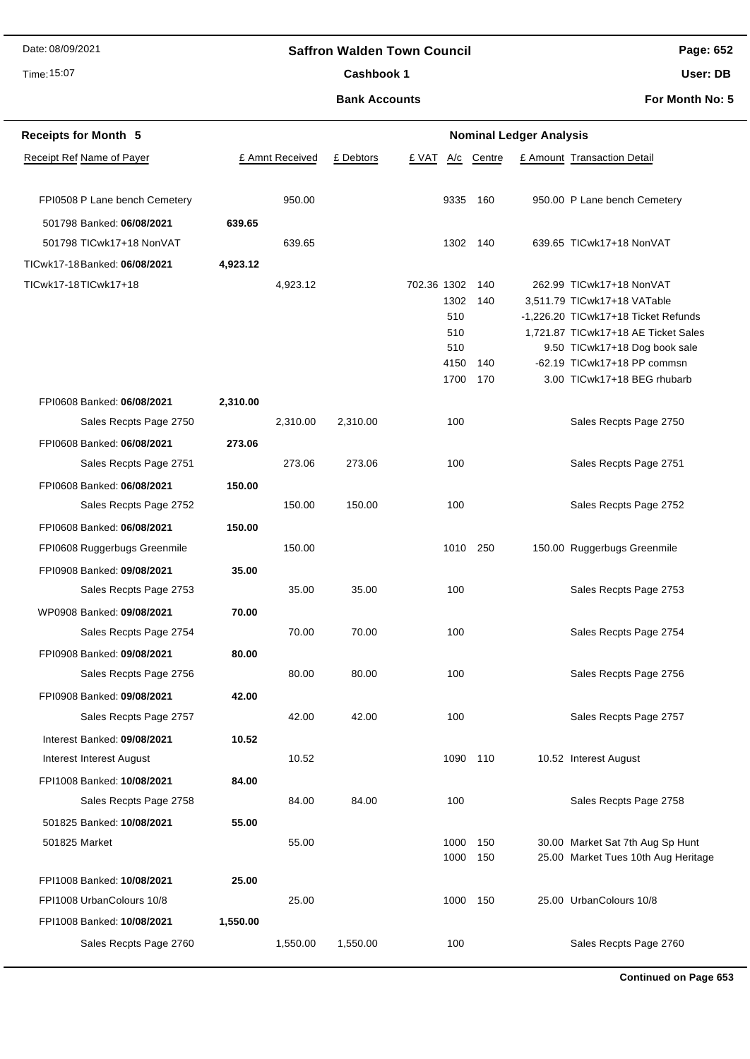Date: 08/09/2021

Time: 15:07

**Saffron Walden Town Council**

**Cashbook 1**

**Bank Accounts**

**Page: 652**

**User: DB**

**For Month No: 5**

**Receipts for Month 5** | **Nominal Ledger Analysis**

| Receipt Ref | Name of Payer | £ Amnt Received | £ Debtors | £ VAT | A/c | Centre | £ Amount | Transaction Detail |
|---|---|---|---|---|---|---|---|---|
| FPI0508 | P Lane bench Cemetery | 950.00 | | | 9335 | 160 | 950.00 | P Lane bench Cemetery |
| 501798 | Banked: **06/08/2021** | **639.65** | | | | | | |
| 501798 | TICwk17+18 NonVAT | 639.65 | | | 1302 | 140 | 639.65 | TICwk17+18 NonVAT |
| TICwk17-18 | Banked: **06/08/2021** | **4,923.12** | | | | | | |
| TICwk17-18 | TICwk17+18 | 4,923.12 | | 702.36 | 1302 | 140 | 262.99 | TICwk17+18 NonVAT |
| | | | | | 1302 | 140 | 3,511.79 | TICwk17+18 VATable |
| | | | | | 510 | | -1,226.20 | TICwk17+18 Ticket Refunds |
| | | | | | 510 | | 1,721.87 | TICwk17+18 AE Ticket Sales |
| | | | | | 510 | | 9.50 | TICwk17+18 Dog book sale |
| | | | | | 4150 | 140 | -62.19 | TICwk17+18 PP commsn |
| | | | | | 1700 | 170 | 3.00 | TICwk17+18 BEG rhubarb |
| FPI0608 | Banked: **06/08/2021** | **2,310.00** | | | | | | |
| | Sales Recpts Page 2750 | 2,310.00 | 2,310.00 | | 100 | | | Sales Recpts Page 2750 |
| FPI0608 | Banked: **06/08/2021** | **273.06** | | | | | | |
| | Sales Recpts Page 2751 | 273.06 | 273.06 | | 100 | | | Sales Recpts Page 2751 |
| FPI0608 | Banked: **06/08/2021** | **150.00** | | | | | | |
| | Sales Recpts Page 2752 | 150.00 | 150.00 | | 100 | | | Sales Recpts Page 2752 |
| FPI0608 | Banked: **06/08/2021** | **150.00** | | | | | | |
| FPI0608 | Ruggerbugs Greenmile | 150.00 | | | 1010 | 250 | 150.00 | Ruggerbugs Greenmile |
| FPI0908 | Banked: **09/08/2021** | **35.00** | | | | | | |
| | Sales Recpts Page 2753 | 35.00 | 35.00 | | 100 | | | Sales Recpts Page 2753 |
| WP0908 | Banked: **09/08/2021** | **70.00** | | | | | | |
| | Sales Recpts Page 2754 | 70.00 | 70.00 | | 100 | | | Sales Recpts Page 2754 |
| FPI0908 | Banked: **09/08/2021** | **80.00** | | | | | | |
| | Sales Recpts Page 2756 | 80.00 | 80.00 | | 100 | | | Sales Recpts Page 2756 |
| FPI0908 | Banked: **09/08/2021** | **42.00** | | | | | | |
| | Sales Recpts Page 2757 | 42.00 | 42.00 | | 100 | | | Sales Recpts Page 2757 |
| Interest | Banked: **09/08/2021** | **10.52** | | | | | | |
| Interest | Interest August | 10.52 | | | 1090 | 110 | 10.52 | Interest August |
| FPI1008 | Banked: **10/08/2021** | **84.00** | | | | | | |
| | Sales Recpts Page 2758 | 84.00 | 84.00 | | 100 | | | Sales Recpts Page 2758 |
| 501825 | Banked: **10/08/2021** | **55.00** | | | | | | |
| 501825 | Market | 55.00 | | | 1000 | 150 | 30.00 | Market Sat 7th Aug Sp Hunt |
| | | | | | 1000 | 150 | 25.00 | Market Tues 10th Aug Heritage |
| FPI1008 | Banked: **10/08/2021** | **25.00** | | | | | | |
| FPI1008 | UrbanColours 10/8 | 25.00 | | | 1000 | 150 | 25.00 | UrbanColours 10/8 |
| FPI1008 | Banked: **10/08/2021** | **1,550.00** | | | | | | |
| | Sales Recpts Page 2760 | 1,550.00 | 1,550.00 | | 100 | | | Sales Recpts Page 2760 |

**Continued on Page 653**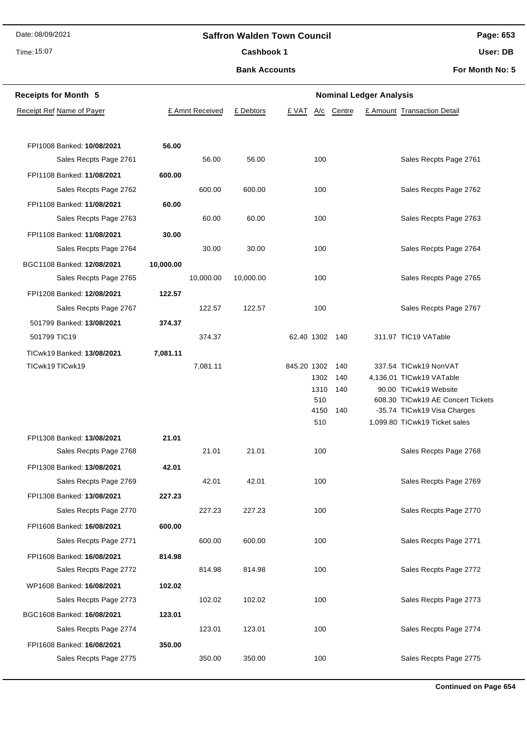**Receipts for Month 5** — **Nominal Ledger Analysis**

| Receipt Ref | Name of Payer | £ Amnt Received | £ Debtors | £ VAT | A/c | Centre | £ Amount | Transaction Detail |
|---|---|---|---|---|---|---|---|---|
| FPI1008 | Banked: **10/08/2021** | **56.00** | | | | | | |
| | Sales Recpts Page 2761 | 56.00 | 56.00 | | 100 | | | Sales Recpts Page 2761 |
| FPI1108 | Banked: **11/08/2021** | **600.00** | | | | | | |
| | Sales Recpts Page 2762 | 600.00 | 600.00 | | 100 | | | Sales Recpts Page 2762 |
| FPI1108 | Banked: **11/08/2021** | **60.00** | | | | | | |
| | Sales Recpts Page 2763 | 60.00 | 60.00 | | 100 | | | Sales Recpts Page 2763 |
| FPI1108 | Banked: **11/08/2021** | **30.00** | | | | | | |
| | Sales Recpts Page 2764 | 30.00 | 30.00 | | 100 | | | Sales Recpts Page 2764 |
| BGC1108 | Banked: **12/08/2021** | **10,000.00** | | | | | | |
| | Sales Recpts Page 2765 | 10,000.00 | 10,000.00 | | 100 | | | Sales Recpts Page 2765 |
| FPI1208 | Banked: **12/08/2021** | **122.57** | | | | | | |
| | Sales Recpts Page 2767 | 122.57 | 122.57 | | 100 | | | Sales Recpts Page 2767 |
| 501799 | Banked: **13/08/2021** | **374.37** | | | | | | |
| 501799 | TIC19 | 374.37 | | 62.40 | 1302 | 140 | 311.97 | TIC19 VATable |
| TICwk19 | Banked: **13/08/2021** | **7,081.11** | | | | | | |
| TICwk19 | TICwk19 | 7,081.11 | | 845.20 | 1302 | 140 | 337.54 | TICwk19 NonVAT |
| | | | | | 1302 | 140 | 4,136.01 | TICwk19 VATable |
| | | | | | 1310 | 140 | 90.00 | TICwk19 Website |
| | | | | | 510 | | 608.30 | TICwk19 AE Concert Tickets |
| | | | | | 4150 | 140 | -35.74 | TICwk19 Visa Charges |
| | | | | | 510 | | 1,099.80 | TICwk19 Ticket sales |
| FPI1308 | Banked: **13/08/2021** | **21.01** | | | | | | |
| | Sales Recpts Page 2768 | 21.01 | 21.01 | | 100 | | | Sales Recpts Page 2768 |
| FPI1308 | Banked: **13/08/2021** | **42.01** | | | | | | |
| | Sales Recpts Page 2769 | 42.01 | 42.01 | | 100 | | | Sales Recpts Page 2769 |
| FPI1308 | Banked: **13/08/2021** | **227.23** | | | | | | |
| | Sales Recpts Page 2770 | 227.23 | 227.23 | | 100 | | | Sales Recpts Page 2770 |
| FPI1608 | Banked: **16/08/2021** | **600.00** | | | | | | |
| | Sales Recpts Page 2771 | 600.00 | 600.00 | | 100 | | | Sales Recpts Page 2771 |
| FPI1608 | Banked: **16/08/2021** | **814.98** | | | | | | |
| | Sales Recpts Page 2772 | 814.98 | 814.98 | | 100 | | | Sales Recpts Page 2772 |
| WP1608 | Banked: **16/08/2021** | **102.02** | | | | | | |
| | Sales Recpts Page 2773 | 102.02 | 102.02 | | 100 | | | Sales Recpts Page 2773 |
| BGC1608 | Banked: **16/08/2021** | **123.01** | | | | | | |
| | Sales Recpts Page 2774 | 123.01 | 123.01 | | 100 | | | Sales Recpts Page 2774 |
| FPI1608 | Banked: **16/08/2021** | **350.00** | | | | | | |
| | Sales Recpts Page 2775 | 350.00 | 350.00 | | 100 | | | Sales Recpts Page 2775 |

**Continued on Page 654**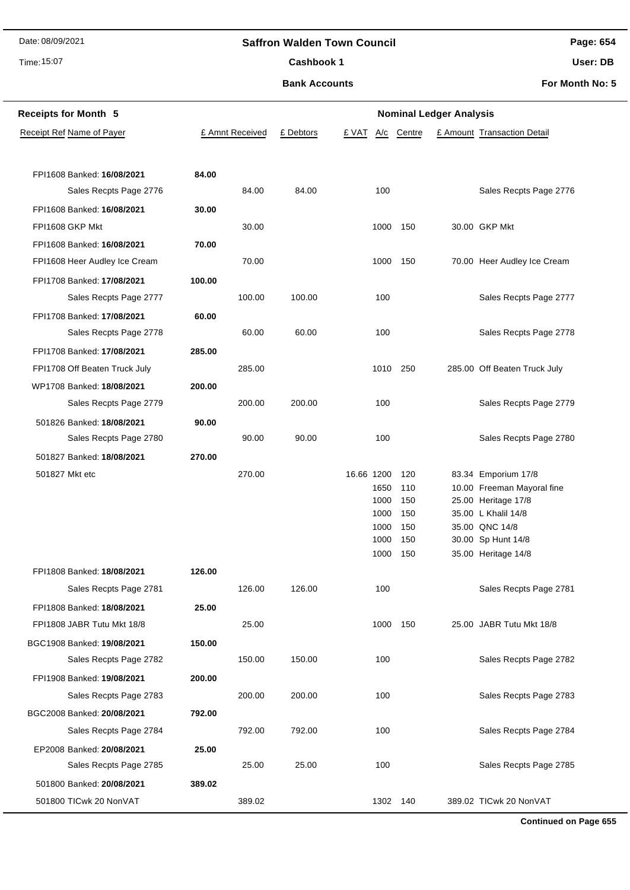# Saffron Walden Town Council

Date: 08/09/2021
Time: 15:07

**Cashbook 1**

**Bank Accounts**

User: DB

For Month No: 5

**Receipts for Month 5** — **Nominal Ledger Analysis**

| Receipt Ref Name of Payer | | £ Amnt Received | £ Debtors | £ VAT | A/c | Centre | £ Amount | Transaction Detail |
|---|---|---|---|---|---|---|---|---|
| FPI1608 Banked: **16/08/2021** | **84.00** | | | | | | | |
| Sales Recpts Page 2776 | | 84.00 | 84.00 | | 100 | | | Sales Recpts Page 2776 |
| FPI1608 Banked: **16/08/2021** | **30.00** | | | | | | | |
| FPI1608 GKP Mkt | | 30.00 | | | 1000 | 150 | 30.00 | GKP Mkt |
| FPI1608 Banked: **16/08/2021** | **70.00** | | | | | | | |
| FPI1608 Heer Audley Ice Cream | | 70.00 | | | 1000 | 150 | 70.00 | Heer Audley Ice Cream |
| FPI1708 Banked: **17/08/2021** | **100.00** | | | | | | | |
| Sales Recpts Page 2777 | | 100.00 | 100.00 | | 100 | | | Sales Recpts Page 2777 |
| FPI1708 Banked: **17/08/2021** | **60.00** | | | | | | | |
| Sales Recpts Page 2778 | | 60.00 | 60.00 | | 100 | | | Sales Recpts Page 2778 |
| FPI1708 Banked: **17/08/2021** | **285.00** | | | | | | | |
| FPI1708 Off Beaten Truck July | | 285.00 | | | 1010 | 250 | 285.00 | Off Beaten Truck July |
| WP1708 Banked: **18/08/2021** | **200.00** | | | | | | | |
| Sales Recpts Page 2779 | | 200.00 | 200.00 | | 100 | | | Sales Recpts Page 2779 |
| 501826 Banked: **18/08/2021** | **90.00** | | | | | | | |
| Sales Recpts Page 2780 | | 90.00 | 90.00 | | 100 | | | Sales Recpts Page 2780 |
| 501827 Banked: **18/08/2021** | **270.00** | | | | | | | |
| 501827 Mkt etc | | 270.00 | | 16.66 | 1200 | 120 | 83.34 | Emporium 17/8 |
| | | | | | 1650 | 110 | 10.00 | Freeman Mayoral fine |
| | | | | | 1000 | 150 | 25.00 | Heritage 17/8 |
| | | | | | 1000 | 150 | 35.00 | L Khalil 14/8 |
| | | | | | 1000 | 150 | 35.00 | QNC 14/8 |
| | | | | | 1000 | 150 | 30.00 | Sp Hunt 14/8 |
| | | | | | 1000 | 150 | 35.00 | Heritage 14/8 |
| FPI1808 Banked: **18/08/2021** | **126.00** | | | | | | | |
| Sales Recpts Page 2781 | | 126.00 | 126.00 | | 100 | | | Sales Recpts Page 2781 |
| FPI1808 Banked: **18/08/2021** | **25.00** | | | | | | | |
| FPI1808 JABR Tutu Mkt 18/8 | | 25.00 | | | 1000 | 150 | 25.00 | JABR Tutu Mkt 18/8 |
| BGC1908 Banked: **19/08/2021** | **150.00** | | | | | | | |
| Sales Recpts Page 2782 | | 150.00 | 150.00 | | 100 | | | Sales Recpts Page 2782 |
| FPI1908 Banked: **19/08/2021** | **200.00** | | | | | | | |
| Sales Recpts Page 2783 | | 200.00 | 200.00 | | 100 | | | Sales Recpts Page 2783 |
| BGC2008 Banked: **20/08/2021** | **792.00** | | | | | | | |
| Sales Recpts Page 2784 | | 792.00 | 792.00 | | 100 | | | Sales Recpts Page 2784 |
| EP2008 Banked: **20/08/2021** | **25.00** | | | | | | | |
| Sales Recpts Page 2785 | | 25.00 | 25.00 | | 100 | | | Sales Recpts Page 2785 |
| 501800 Banked: **20/08/2021** | **389.02** | | | | | | | |
| 501800 TICwk 20 NonVAT | | 389.02 | | | 1302 | 140 | 389.02 | TICwk 20 NonVAT |

**Continued on Page 655**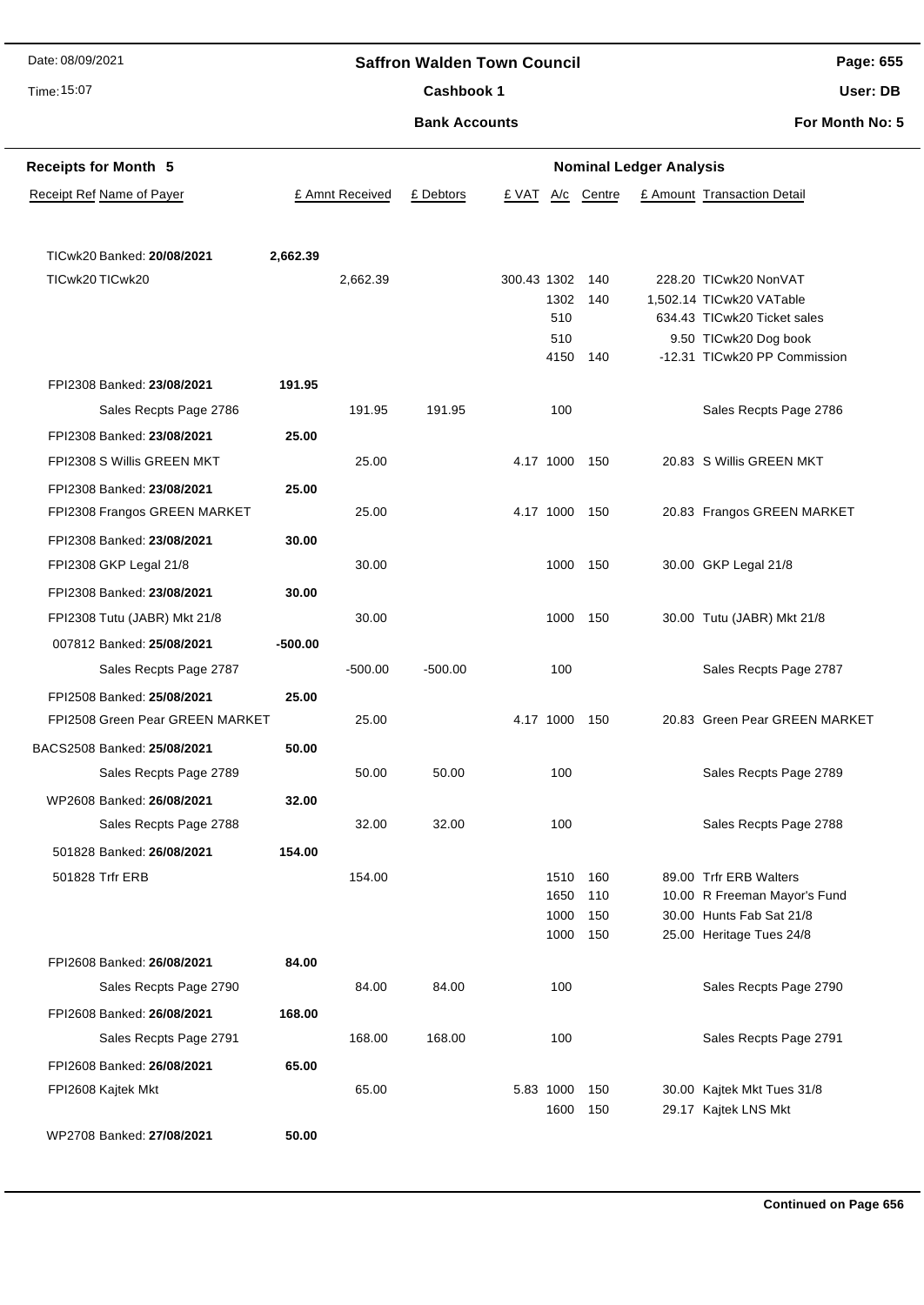**Saffron Walden Town Council**

**Cashbook 1**

**Bank Accounts**

**For Month No: 5**

Date: 08/09/2021

Time: 15:07

**User: DB**

| **Receipts for Month 5** | | | | **Nominal Ledger Analysis** | | | | |
|---|---|---|---|---|---|---|---|---|
| Receipt Ref Name of Payer | | £ Amnt Received | £ Debtors | £ VAT | A/c | Centre | £ Amount | Transaction Detail |
| TICwk20 Banked: **20/08/2021** | **2,662.39** | | | | | | | |
| TICwk20 TICwk20 | | 2,662.39 | | 300.43 | 1302 | 140 | 228.20 | TICwk20 NonVAT |
| | | | | | 1302 | 140 | 1,502.14 | TICwk20 VATable |
| | | | | | 510 | | 634.43 | TICwk20 Ticket sales |
| | | | | | 510 | | 9.50 | TICwk20 Dog book |
| | | | | | 4150 | 140 | -12.31 | TICwk20 PP Commission |
| FPI2308 Banked: **23/08/2021** | **191.95** | | | | | | | |
| Sales Recpts Page 2786 | | 191.95 | 191.95 | | 100 | | | Sales Recpts Page 2786 |
| FPI2308 Banked: **23/08/2021** | **25.00** | | | | | | | |
| FPI2308 S Willis GREEN MKT | | 25.00 | | 4.17 | 1000 | 150 | 20.83 | S Willis GREEN MKT |
| FPI2308 Banked: **23/08/2021** | **25.00** | | | | | | | |
| FPI2308 Frangos GREEN MARKET | | 25.00 | | 4.17 | 1000 | 150 | 20.83 | Frangos GREEN MARKET |
| FPI2308 Banked: **23/08/2021** | **30.00** | | | | | | | |
| FPI2308 GKP Legal 21/8 | | 30.00 | | | 1000 | 150 | 30.00 | GKP Legal 21/8 |
| FPI2308 Banked: **23/08/2021** | **30.00** | | | | | | | |
| FPI2308 Tutu (JABR) Mkt 21/8 | | 30.00 | | | 1000 | 150 | 30.00 | Tutu (JABR) Mkt 21/8 |
| 007812 Banked: **25/08/2021** | **-500.00** | | | | | | | |
| Sales Recpts Page 2787 | | -500.00 | -500.00 | | 100 | | | Sales Recpts Page 2787 |
| FPI2508 Banked: **25/08/2021** | **25.00** | | | | | | | |
| FPI2508 Green Pear GREEN MARKET | | 25.00 | | 4.17 | 1000 | 150 | 20.83 | Green Pear GREEN MARKET |
| BACS2508 Banked: **25/08/2021** | **50.00** | | | | | | | |
| Sales Recpts Page 2789 | | 50.00 | 50.00 | | 100 | | | Sales Recpts Page 2789 |
| WP2608 Banked: **26/08/2021** | **32.00** | | | | | | | |
| Sales Recpts Page 2788 | | 32.00 | 32.00 | | 100 | | | Sales Recpts Page 2788 |
| 501828 Banked: **26/08/2021** | **154.00** | | | | | | | |
| 501828 Trfr ERB | | 154.00 | | | 1510 | 160 | 89.00 | Trfr ERB Walters |
| | | | | | 1650 | 110 | 10.00 | R Freeman Mayor's Fund |
| | | | | | 1000 | 150 | 30.00 | Hunts Fab Sat 21/8 |
| | | | | | 1000 | 150 | 25.00 | Heritage Tues 24/8 |
| FPI2608 Banked: **26/08/2021** | **84.00** | | | | | | | |
| Sales Recpts Page 2790 | | 84.00 | 84.00 | | 100 | | | Sales Recpts Page 2790 |
| FPI2608 Banked: **26/08/2021** | **168.00** | | | | | | | |
| Sales Recpts Page 2791 | | 168.00 | 168.00 | | 100 | | | Sales Recpts Page 2791 |
| FPI2608 Banked: **26/08/2021** | **65.00** | | | | | | | |
| FPI2608 Kajtek Mkt | | 65.00 | | 5.83 | 1000 | 150 | 30.00 | Kajtek Mkt Tues 31/8 |
| | | | | | 1600 | 150 | 29.17 | Kajtek LNS Mkt |
| WP2708 Banked: **27/08/2021** | **50.00** | | | | | | | |

**Continued on Page 656**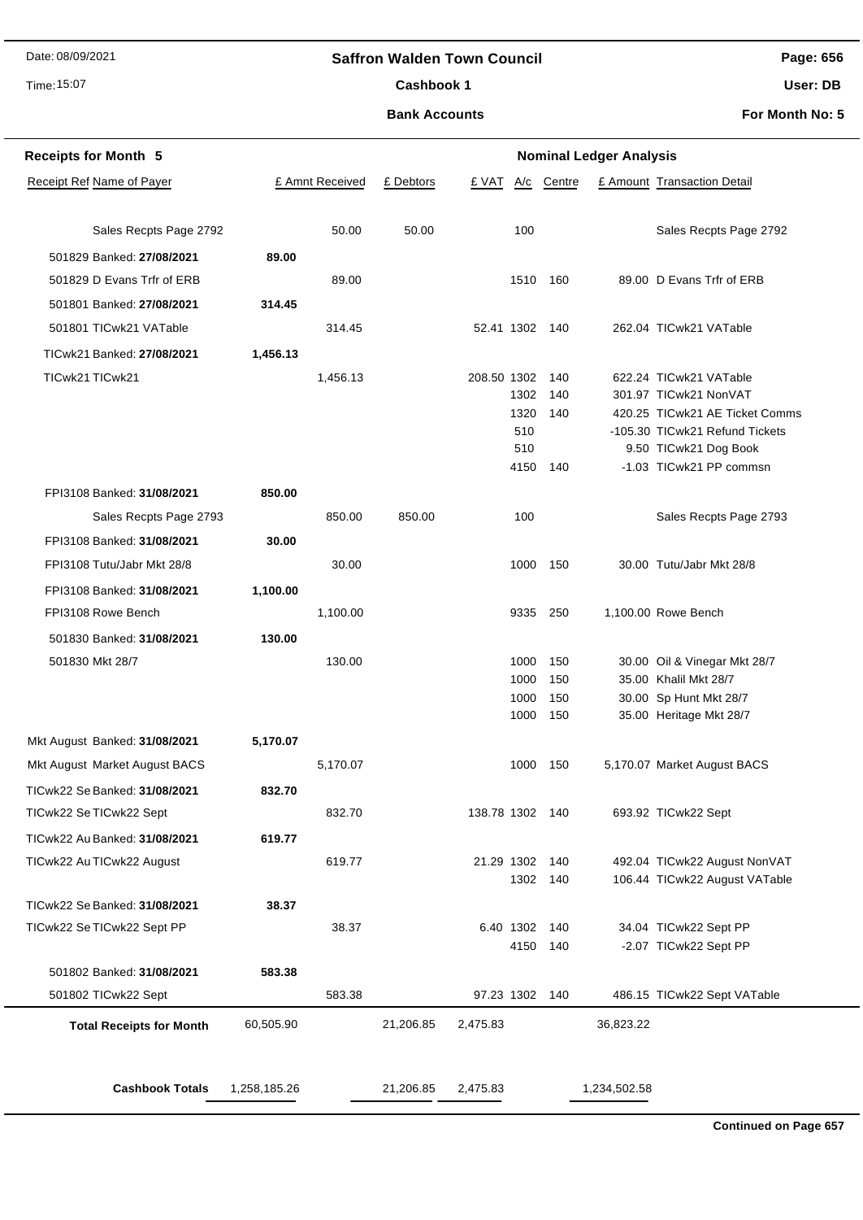Saffron Walden Town Council

Cashbook 1

Bank Accounts

For Month No: 5

Date: 08/09/2021 | Time: 15:07 | User: DB

**Receipts for Month 5** — **Nominal Ledger Analysis**

| Receipt Ref | Name of Payer | £ Amnt Received | £ Debtors | £ VAT | A/c | Centre | £ Amount | Transaction Detail |
|---|---|---|---|---|---|---|---|---|
| | Sales Recpts Page 2792 | 50.00 | 50.00 | | 100 | | | Sales Recpts Page 2792 |
| 501829 | Banked: **27/08/2021** | **89.00** | | | | | | |
| 501829 | D Evans Trfr of ERB | 89.00 | | | 1510 | 160 | 89.00 | D Evans Trfr of ERB |
| 501801 | Banked: **27/08/2021** | **314.45** | | | | | | |
| 501801 | TICwk21 VATable | 314.45 | | 52.41 | 1302 | 140 | 262.04 | TICwk21 VATable |
| TICwk21 | Banked: **27/08/2021** | **1,456.13** | | | | | | |
| TICwk21 | TICwk21 | 1,456.13 | | 208.50 | 1302 | 140 | 622.24 | TICwk21 VATable |
| | | | | | 1302 | 140 | 301.97 | TICwk21 NonVAT |
| | | | | | 1320 | 140 | 420.25 | TICwk21 AE Ticket Comms |
| | | | | | 510 | | -105.30 | TICwk21 Refund Tickets |
| | | | | | 510 | | 9.50 | TICwk21 Dog Book |
| | | | | | 4150 | 140 | -1.03 | TICwk21 PP commsn |
| FPI3108 | Banked: **31/08/2021** | **850.00** | | | | | | |
| | Sales Recpts Page 2793 | 850.00 | 850.00 | | 100 | | | Sales Recpts Page 2793 |
| FPI3108 | Banked: **31/08/2021** | **30.00** | | | | | | |
| FPI3108 | Tutu/Jabr Mkt 28/8 | 30.00 | | | 1000 | 150 | 30.00 | Tutu/Jabr Mkt 28/8 |
| FPI3108 | Banked: **31/08/2021** | **1,100.00** | | | | | | |
| FPI3108 | Rowe Bench | 1,100.00 | | | 9335 | 250 | 1,100.00 | Rowe Bench |
| 501830 | Banked: **31/08/2021** | **130.00** | | | | | | |
| 501830 | Mkt 28/7 | 130.00 | | | 1000 | 150 | 30.00 | Oil & Vinegar Mkt 28/7 |
| | | | | | 1000 | 150 | 35.00 | Khalil Mkt 28/7 |
| | | | | | 1000 | 150 | 30.00 | Sp Hunt Mkt 28/7 |
| | | | | | 1000 | 150 | 35.00 | Heritage Mkt 28/7 |
| Mkt August | Banked: **31/08/2021** | **5,170.07** | | | | | | |
| Mkt August | Market August BACS | 5,170.07 | | | 1000 | 150 | 5,170.07 | Market August BACS |
| TICwk22 Se | Banked: **31/08/2021** | **832.70** | | | | | | |
| TICwk22 Se | TICwk22 Sept | 832.70 | | 138.78 | 1302 | 140 | 693.92 | TICwk22 Sept |
| TICwk22 Au | Banked: **31/08/2021** | **619.77** | | | | | | |
| TICwk22 Au | TICwk22 August | 619.77 | | 21.29 | 1302 | 140 | 492.04 | TICwk22 August NonVAT |
| | | | | | 1302 | 140 | 106.44 | TICwk22 August VATable |
| TICwk22 Se | Banked: **31/08/2021** | **38.37** | | | | | | |
| TICwk22 Se | TICwk22 Sept PP | 38.37 | | 6.40 | 1302 | 140 | 34.04 | TICwk22 Sept PP |
| | | | | | 4150 | 140 | -2.07 | TICwk22 Sept PP |
| 501802 | Banked: **31/08/2021** | **583.38** | | | | | | |
| 501802 | TICwk22 Sept | 583.38 | | 97.23 | 1302 | 140 | 486.15 | TICwk22 Sept VATable |
| | **Total Receipts for Month** | 60,505.90 | 21,206.85 | 2,475.83 | | | 36,823.22 | |
| | **Cashbook Totals** | 1,258,185.26 | 21,206.85 | 2,475.83 | | | 1,234,502.58 | |

**Continued on Page 657**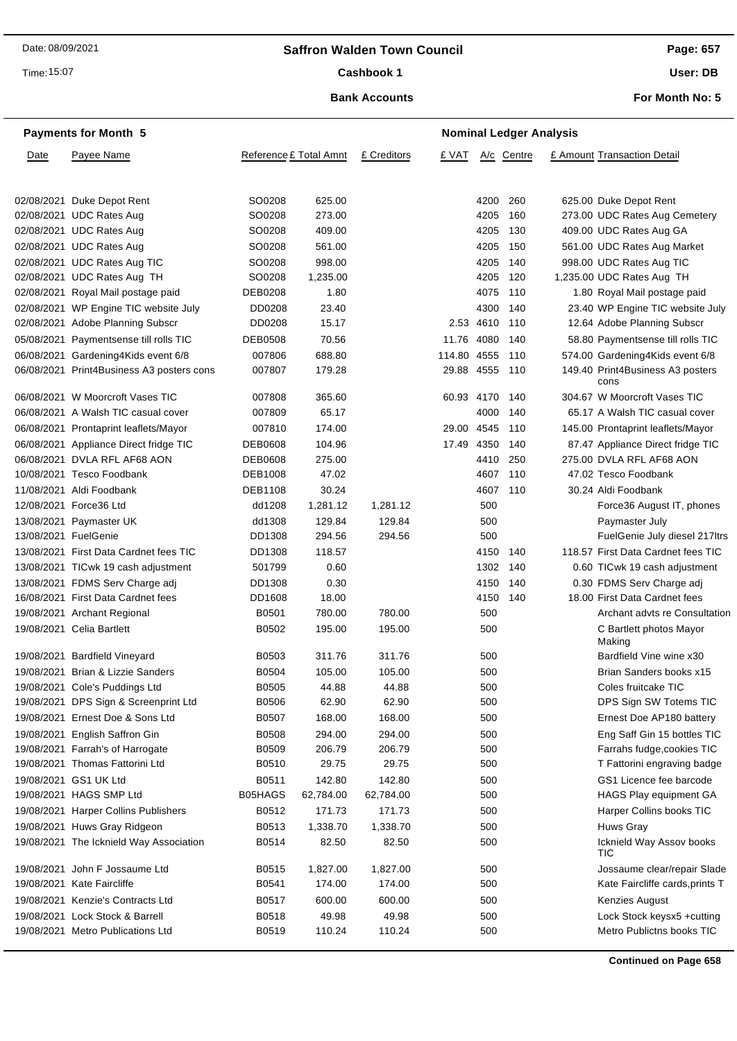Date: 08/09/2021

Time: 15:07

# Saffron Walden Town Council

## Cashbook 1

### Bank Accounts

Page: 657

User: DB

For Month No: 5

**Payments for Month 5** — **Nominal Ledger Analysis**

| Date | Payee Name | Reference | £ Total Amnt | £ Creditors | £ VAT | A/c | Centre | £ Amount | Transaction Detail |
|---|---|---|---|---|---|---|---|---|---|
| 02/08/2021 | Duke Depot Rent | SO0208 | 625.00 | | | 4200 | 260 | 625.00 | Duke Depot Rent |
| 02/08/2021 | UDC Rates Aug | SO0208 | 273.00 | | | 4205 | 160 | 273.00 | UDC Rates Aug Cemetery |
| 02/08/2021 | UDC Rates Aug | SO0208 | 409.00 | | | 4205 | 130 | 409.00 | UDC Rates Aug GA |
| 02/08/2021 | UDC Rates Aug | SO0208 | 561.00 | | | 4205 | 150 | 561.00 | UDC Rates Aug Market |
| 02/08/2021 | UDC Rates Aug TIC | SO0208 | 998.00 | | | 4205 | 140 | 998.00 | UDC Rates Aug TIC |
| 02/08/2021 | UDC Rates Aug TH | SO0208 | 1,235.00 | | | 4205 | 120 | 1,235.00 | UDC Rates Aug TH |
| 02/08/2021 | Royal Mail postage paid | DEB0208 | 1.80 | | | 4075 | 110 | 1.80 | Royal Mail postage paid |
| 02/08/2021 | WP Engine TIC website July | DD0208 | 23.40 | | | 4300 | 140 | 23.40 | WP Engine TIC website July |
| 02/08/2021 | Adobe Planning Subscr | DD0208 | 15.17 | | 2.53 | 4610 | 110 | 12.64 | Adobe Planning Subscr |
| 05/08/2021 | Paymentsense till rolls TIC | DEB0508 | 70.56 | | 11.76 | 4080 | 140 | 58.80 | Paymentsense till rolls TIC |
| 06/08/2021 | Gardening4Kids event 6/8 | 007806 | 688.80 | | 114.80 | 4555 | 110 | 574.00 | Gardening4Kids event 6/8 |
| 06/08/2021 | Print4Business A3 posters cons | 007807 | 179.28 | | 29.88 | 4555 | 110 | 149.40 | Print4Business A3 posters cons |
| 06/08/2021 | W Moorcroft Vases TIC | 007808 | 365.60 | | 60.93 | 4170 | 140 | 304.67 | W Moorcroft Vases TIC |
| 06/08/2021 | A Walsh TIC casual cover | 007809 | 65.17 | | | 4000 | 140 | 65.17 | A Walsh TIC casual cover |
| 06/08/2021 | Prontaprint leaflets/Mayor | 007810 | 174.00 | | 29.00 | 4545 | 110 | 145.00 | Prontaprint leaflets/Mayor |
| 06/08/2021 | Appliance Direct fridge TIC | DEB0608 | 104.96 | | 17.49 | 4350 | 140 | 87.47 | Appliance Direct fridge TIC |
| 06/08/2021 | DVLA RFL AF68 AON | DEB0608 | 275.00 | | | 4410 | 250 | 275.00 | DVLA RFL AF68 AON |
| 10/08/2021 | Tesco Foodbank | DEB1008 | 47.02 | | | 4607 | 110 | 47.02 | Tesco Foodbank |
| 11/08/2021 | Aldi Foodbank | DEB1108 | 30.24 | | | 4607 | 110 | 30.24 | Aldi Foodbank |
| 12/08/2021 | Force36 Ltd | dd1208 | 1,281.12 | 1,281.12 | | 500 | | | Force36 August IT, phones |
| 13/08/2021 | Paymaster UK | dd1308 | 129.84 | 129.84 | | 500 | | | Paymaster July |
| 13/08/2021 | FuelGenie | DD1308 | 294.56 | 294.56 | | 500 | | | FuelGenie July diesel 217ltrs |
| 13/08/2021 | First Data Cardnet fees TIC | DD1308 | 118.57 | | | 4150 | 140 | 118.57 | First Data Cardnet fees TIC |
| 13/08/2021 | TICwk 19 cash adjustment | 501799 | 0.60 | | | 1302 | 140 | 0.60 | TICwk 19 cash adjustment |
| 13/08/2021 | FDMS Serv Charge adj | DD1308 | 0.30 | | | 4150 | 140 | 0.30 | FDMS Serv Charge adj |
| 16/08/2021 | First Data Cardnet fees | DD1608 | 18.00 | | | 4150 | 140 | 18.00 | First Data Cardnet fees |
| 19/08/2021 | Archant Regional | B0501 | 780.00 | 780.00 | | 500 | | | Archant advts re Consultation |
| 19/08/2021 | Celia Bartlett | B0502 | 195.00 | 195.00 | | 500 | | | C Bartlett photos Mayor Making |
| 19/08/2021 | Bardfield Vineyard | B0503 | 311.76 | 311.76 | | 500 | | | Bardfield Vine wine x30 |
| 19/08/2021 | Brian & Lizzie Sanders | B0504 | 105.00 | 105.00 | | 500 | | | Brian Sanders books x15 |
| 19/08/2021 | Cole's Puddings Ltd | B0505 | 44.88 | 44.88 | | 500 | | | Coles fruitcake TIC |
| 19/08/2021 | DPS Sign & Screenprint Ltd | B0506 | 62.90 | 62.90 | | 500 | | | DPS Sign SW Totems TIC |
| 19/08/2021 | Ernest Doe & Sons Ltd | B0507 | 168.00 | 168.00 | | 500 | | | Ernest Doe AP180 battery |
| 19/08/2021 | English Saffron Gin | B0508 | 294.00 | 294.00 | | 500 | | | Eng Saff Gin 15 bottles TIC |
| 19/08/2021 | Farrah's of Harrogate | B0509 | 206.79 | 206.79 | | 500 | | | Farrahs fudge,cookies TIC |
| 19/08/2021 | Thomas Fattorini Ltd | B0510 | 29.75 | 29.75 | | 500 | | | T Fattorini engraving badge |
| 19/08/2021 | GS1 UK Ltd | B0511 | 142.80 | 142.80 | | 500 | | | GS1 Licence fee barcode |
| 19/08/2021 | HAGS SMP Ltd | B05HAGS | 62,784.00 | 62,784.00 | | 500 | | | HAGS Play equipment GA |
| 19/08/2021 | Harper Collins Publishers | B0512 | 171.73 | 171.73 | | 500 | | | Harper Collins books TIC |
| 19/08/2021 | Huws Gray Ridgeon | B0513 | 1,338.70 | 1,338.70 | | 500 | | | Huws Gray |
| 19/08/2021 | The Icknield Way Association | B0514 | 82.50 | 82.50 | | 500 | | | Icknield Way Assov books TIC |
| 19/08/2021 | John F Jossaume Ltd | B0515 | 1,827.00 | 1,827.00 | | 500 | | | Jossaume clear/repair Slade |
| 19/08/2021 | Kate Faircliffe | B0541 | 174.00 | 174.00 | | 500 | | | Kate Faircliffe cards,prints T |
| 19/08/2021 | Kenzie's Contracts Ltd | B0517 | 600.00 | 600.00 | | 500 | | | Kenzies August |
| 19/08/2021 | Lock Stock & Barrell | B0518 | 49.98 | 49.98 | | 500 | | | Lock Stock keysx5 +cutting |
| 19/08/2021 | Metro Publications Ltd | B0519 | 110.24 | 110.24 | | 500 | | | Metro Publictns books TIC |

**Continued on Page 658**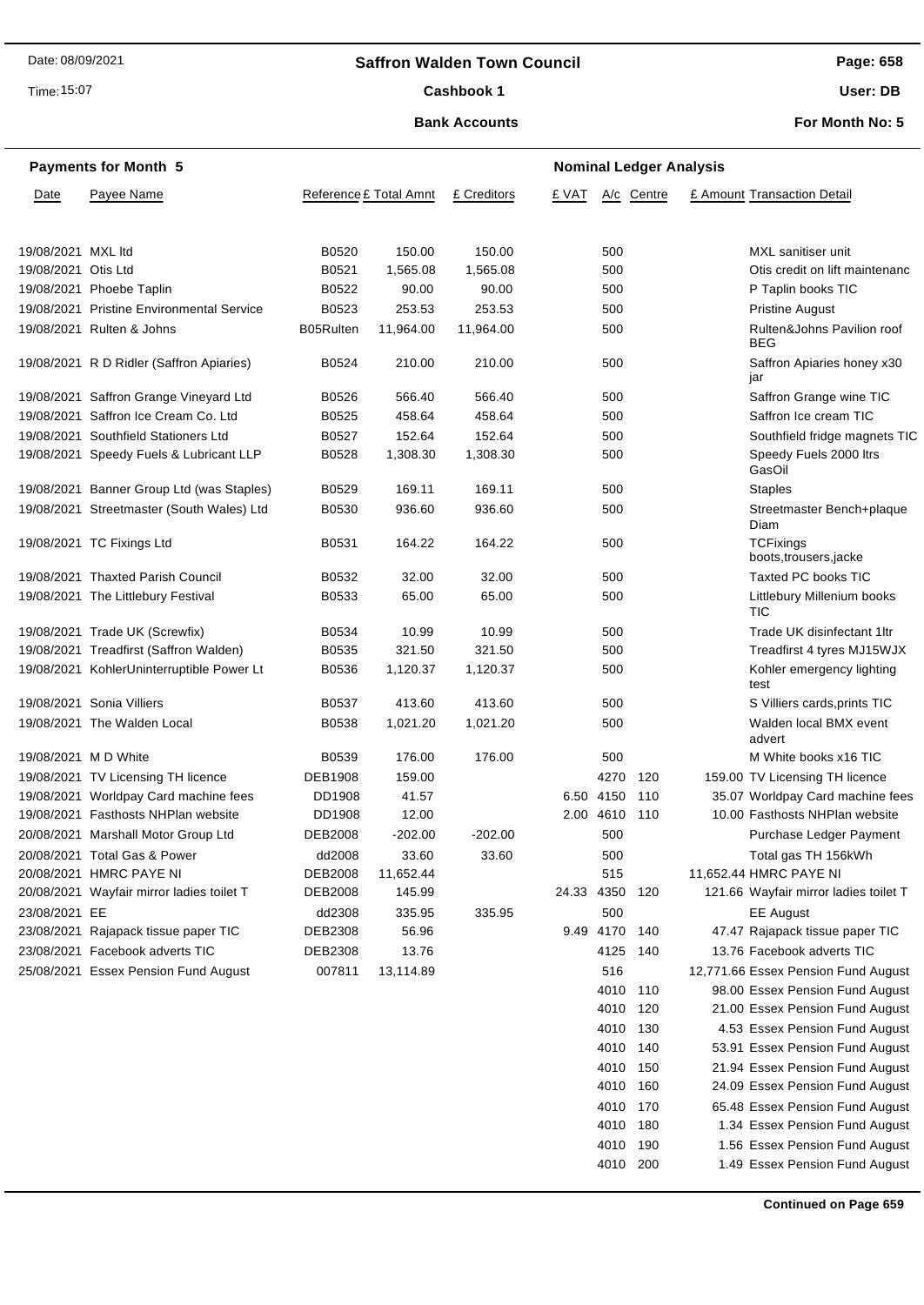# Saffron Walden Town Council

**Cashbook 1**

**Bank Accounts**

Date: 08/09/2021
Time: 15:07

**User: DB**

**For Month No: 5**

**Payments for Month 5** | **Nominal Ledger Analysis**

| Date | Payee Name | Reference | £ Total Amnt | £ Creditors | £ VAT | A/c | Centre | £ Amount | Transaction Detail |
|---|---|---|---|---|---|---|---|---|---|
| 19/08/2021 | MXL ltd | B0520 | 150.00 | 150.00 | | 500 | | | MXL sanitiser unit |
| 19/08/2021 | Otis Ltd | B0521 | 1,565.08 | 1,565.08 | | 500 | | | Otis credit on lift maintenanc |
| 19/08/2021 | Phoebe Taplin | B0522 | 90.00 | 90.00 | | 500 | | | P Taplin books TIC |
| 19/08/2021 | Pristine Environmental Service | B0523 | 253.53 | 253.53 | | 500 | | | Pristine August |
| 19/08/2021 | Rulten & Johns | B05Rulten | 11,964.00 | 11,964.00 | | 500 | | | Rulten&Johns Pavilion roof BEG |
| 19/08/2021 | R D Ridler (Saffron Apiaries) | B0524 | 210.00 | 210.00 | | 500 | | | Saffron Apiaries honey x30 jar |
| 19/08/2021 | Saffron Grange Vineyard Ltd | B0526 | 566.40 | 566.40 | | 500 | | | Saffron Grange wine TIC |
| 19/08/2021 | Saffron Ice Cream Co. Ltd | B0525 | 458.64 | 458.64 | | 500 | | | Saffron Ice cream TIC |
| 19/08/2021 | Southfield Stationers Ltd | B0527 | 152.64 | 152.64 | | 500 | | | Southfield fridge magnets TIC |
| 19/08/2021 | Speedy Fuels & Lubricant LLP | B0528 | 1,308.30 | 1,308.30 | | 500 | | | Speedy Fuels 2000 ltrs GasOil |
| 19/08/2021 | Banner Group Ltd (was Staples) | B0529 | 169.11 | 169.11 | | 500 | | | Staples |
| 19/08/2021 | Streetmaster (South Wales) Ltd | B0530 | 936.60 | 936.60 | | 500 | | | Streetmaster Bench+plaque Diam |
| 19/08/2021 | TC Fixings Ltd | B0531 | 164.22 | 164.22 | | 500 | | | TCFixings boots,trousers,jacke |
| 19/08/2021 | Thaxted Parish Council | B0532 | 32.00 | 32.00 | | 500 | | | Taxted PC books TIC |
| 19/08/2021 | The Littlebury Festival | B0533 | 65.00 | 65.00 | | 500 | | | Littlebury Millenium books TIC |
| 19/08/2021 | Trade UK (Screwfix) | B0534 | 10.99 | 10.99 | | 500 | | | Trade UK disinfectant 1ltr |
| 19/08/2021 | Treadfirst (Saffron Walden) | B0535 | 321.50 | 321.50 | | 500 | | | Treadfirst 4 tyres MJ15WJX |
| 19/08/2021 | KohlerUninterruptible Power Lt | B0536 | 1,120.37 | 1,120.37 | | 500 | | | Kohler emergency lighting test |
| 19/08/2021 | Sonia Villiers | B0537 | 413.60 | 413.60 | | 500 | | | S Villiers cards,prints TIC |
| 19/08/2021 | The Walden Local | B0538 | 1,021.20 | 1,021.20 | | 500 | | | Walden local BMX event advert |
| 19/08/2021 | M D White | B0539 | 176.00 | 176.00 | | 500 | | | M White books x16 TIC |
| 19/08/2021 | TV Licensing TH licence | DEB1908 | 159.00 | | | 4270 | 120 | 159.00 | TV Licensing TH licence |
| 19/08/2021 | Worldpay Card machine fees | DD1908 | 41.57 | | 6.50 | 4150 | 110 | 35.07 | Worldpay Card machine fees |
| 19/08/2021 | Fasthosts NHPlan website | DD1908 | 12.00 | | 2.00 | 4610 | 110 | 10.00 | Fasthosts NHPlan website |
| 20/08/2021 | Marshall Motor Group Ltd | DEB2008 | -202.00 | -202.00 | | 500 | | | Purchase Ledger Payment |
| 20/08/2021 | Total Gas & Power | dd2008 | 33.60 | 33.60 | | 500 | | | Total gas TH 156kWh |
| 20/08/2021 | HMRC PAYE NI | DEB2008 | 11,652.44 | | | 515 | | 11,652.44 | HMRC PAYE NI |
| 20/08/2021 | Wayfair mirror ladies toilet T | DEB2008 | 145.99 | | 24.33 | 4350 | 120 | 121.66 | Wayfair mirror ladies toilet T |
| 23/08/2021 | EE | dd2308 | 335.95 | 335.95 | | 500 | | | EE August |
| 23/08/2021 | Rajapack tissue paper TIC | DEB2308 | 56.96 | | 9.49 | 4170 | 140 | 47.47 | Rajapack tissue paper TIC |
| 23/08/2021 | Facebook adverts TIC | DEB2308 | 13.76 | | | 4125 | 140 | 13.76 | Facebook adverts TIC |
| 25/08/2021 | Essex Pension Fund August | 007811 | 13,114.89 | | | 516 | | 12,771.66 | Essex Pension Fund August |
| | | | | | | 4010 | 110 | 98.00 | Essex Pension Fund August |
| | | | | | | 4010 | 120 | 21.00 | Essex Pension Fund August |
| | | | | | | 4010 | 130 | 4.53 | Essex Pension Fund August |
| | | | | | | 4010 | 140 | 53.91 | Essex Pension Fund August |
| | | | | | | 4010 | 150 | 21.94 | Essex Pension Fund August |
| | | | | | | 4010 | 160 | 24.09 | Essex Pension Fund August |
| | | | | | | 4010 | 170 | 65.48 | Essex Pension Fund August |
| | | | | | | 4010 | 180 | 1.34 | Essex Pension Fund August |
| | | | | | | 4010 | 190 | 1.56 | Essex Pension Fund August |
| | | | | | | 4010 | 200 | 1.49 | Essex Pension Fund August |

**Continued on Page 659**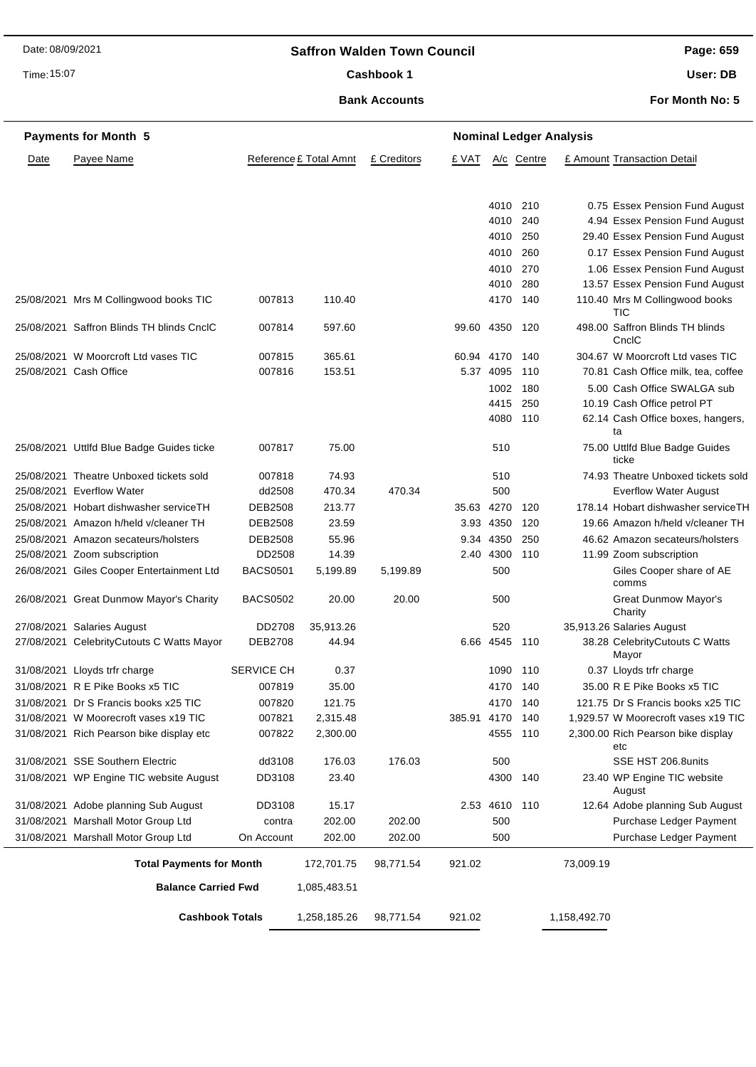Date: 08/09/2021

Time: 15:07

# Saffron Walden Town Council

## Cashbook 1

### Bank Accounts

User: DB

For Month No: 5

**Payments for Month 5** — **Nominal Ledger Analysis**

| Date | Payee Name | Reference | £ Total Amnt | £ Creditors | £ VAT | A/c | Centre | £ Amount | Transaction Detail |
|---|---|---|---|---|---|---|---|---|---|
| | | | | | | 4010 | 210 | 0.75 | Essex Pension Fund August |
| | | | | | | 4010 | 240 | 4.94 | Essex Pension Fund August |
| | | | | | | 4010 | 250 | 29.40 | Essex Pension Fund August |
| | | | | | | 4010 | 260 | 0.17 | Essex Pension Fund August |
| | | | | | | 4010 | 270 | 1.06 | Essex Pension Fund August |
| | | | | | | 4010 | 280 | 13.57 | Essex Pension Fund August |
| 25/08/2021 | Mrs M Collingwood books TIC | 007813 | 110.40 | | | 4170 | 140 | 110.40 | Mrs M Collingwood books TIC |
| 25/08/2021 | Saffron Blinds TH blinds CnclC | 007814 | 597.60 | | 99.60 | 4350 | 120 | 498.00 | Saffron Blinds TH blinds CnclC |
| 25/08/2021 | W Moorcroft Ltd vases TIC | 007815 | 365.61 | | 60.94 | 4170 | 140 | 304.67 | W Moorcroft Ltd vases TIC |
| 25/08/2021 | Cash Office | 007816 | 153.51 | | 5.37 | 4095 | 110 | 70.81 | Cash Office milk, tea, coffee |
| | | | | | | 1002 | 180 | 5.00 | Cash Office SWALGA sub |
| | | | | | | 4415 | 250 | 10.19 | Cash Office petrol PT |
| | | | | | | 4080 | 110 | 62.14 | Cash Office boxes, hangers, ta |
| 25/08/2021 | Uttlfd Blue Badge Guides ticke | 007817 | 75.00 | | | 510 | | 75.00 | Uttlfd Blue Badge Guides ticke |
| 25/08/2021 | Theatre Unboxed tickets sold | 007818 | 74.93 | | | 510 | | 74.93 | Theatre Unboxed tickets sold |
| 25/08/2021 | Everflow Water | dd2508 | 470.34 | 470.34 | | 500 | | | Everflow Water August |
| 25/08/2021 | Hobart dishwasher serviceTH | DEB2508 | 213.77 | | 35.63 | 4270 | 120 | 178.14 | Hobart dishwasher serviceTH |
| 25/08/2021 | Amazon h/held v/cleaner TH | DEB2508 | 23.59 | | 3.93 | 4350 | 120 | 19.66 | Amazon h/held v/cleaner TH |
| 25/08/2021 | Amazon secateurs/holsters | DEB2508 | 55.96 | | 9.34 | 4350 | 250 | 46.62 | Amazon secateurs/holsters |
| 25/08/2021 | Zoom subscription | DD2508 | 14.39 | | 2.40 | 4300 | 110 | 11.99 | Zoom subscription |
| 26/08/2021 | Giles Cooper Entertainment Ltd | BACS0501 | 5,199.89 | 5,199.89 | | 500 | | | Giles Cooper share of AE comms |
| 26/08/2021 | Great Dunmow Mayor's Charity | BACS0502 | 20.00 | 20.00 | | 500 | | | Great Dunmow Mayor's Charity |
| 27/08/2021 | Salaries August | DD2708 | 35,913.26 | | | 520 | | 35,913.26 | Salaries August |
| 27/08/2021 | CelebrityCutouts C Watts Mayor | DEB2708 | 44.94 | | 6.66 | 4545 | 110 | 38.28 | CelebrityCutouts C Watts Mayor |
| 31/08/2021 | Lloyds trfr charge | SERVICE CH | 0.37 | | | 1090 | 110 | 0.37 | Lloyds trfr charge |
| 31/08/2021 | R E Pike Books x5 TIC | 007819 | 35.00 | | | 4170 | 140 | 35.00 | R E Pike Books x5 TIC |
| 31/08/2021 | Dr S Francis books x25 TIC | 007820 | 121.75 | | | 4170 | 140 | 121.75 | Dr S Francis books x25 TIC |
| 31/08/2021 | W Moorecroft vases x19 TIC | 007821 | 2,315.48 | | 385.91 | 4170 | 140 | 1,929.57 | W Moorecroft vases x19 TIC |
| 31/08/2021 | Rich Pearson bike display etc | 007822 | 2,300.00 | | | 4555 | 110 | 2,300.00 | Rich Pearson bike display etc |
| 31/08/2021 | SSE Southern Electric | dd3108 | 176.03 | 176.03 | | 500 | | | SSE HST 206.8units |
| 31/08/2021 | WP Engine TIC website August | DD3108 | 23.40 | | | 4300 | 140 | 23.40 | WP Engine TIC website August |
| 31/08/2021 | Adobe planning Sub August | DD3108 | 15.17 | | 2.53 | 4610 | 110 | 12.64 | Adobe planning Sub August |
| 31/08/2021 | Marshall Motor Group Ltd | contra | 202.00 | 202.00 | | 500 | | | Purchase Ledger Payment |
| 31/08/2021 | Marshall Motor Group Ltd | On Account | 202.00 | 202.00 | | 500 | | | Purchase Ledger Payment |
| | **Total Payments for Month** | | 172,701.75 | 98,771.54 | 921.02 | | | 73,009.19 | |
| | **Balance Carried Fwd** | | 1,085,483.51 | | | | | | |
| | **Cashbook Totals** | | 1,258,185.26 | 98,771.54 | 921.02 | | | 1,158,492.70 | |